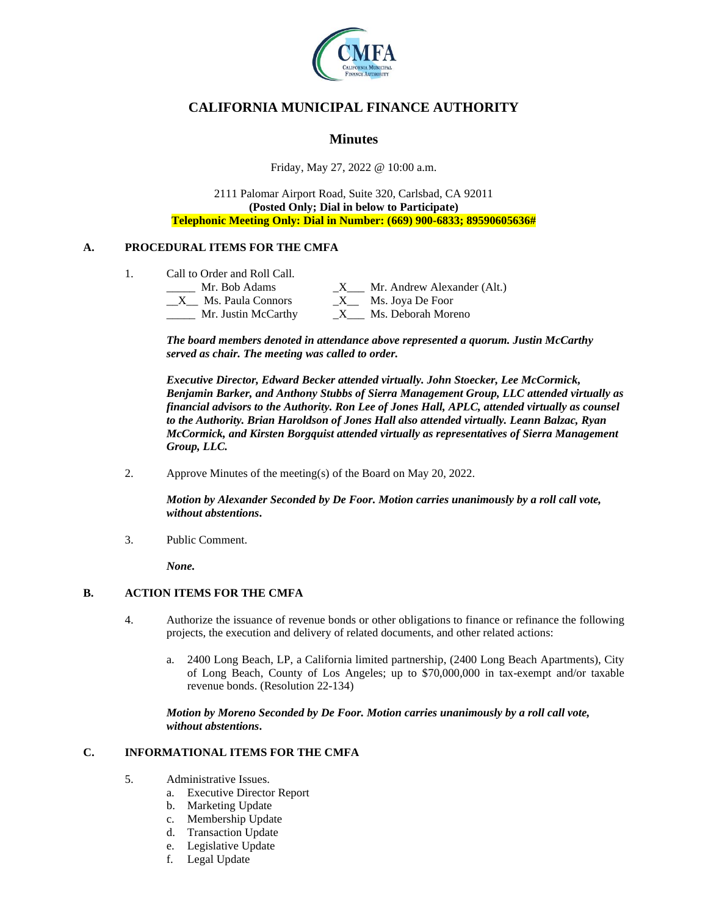# CALIFORNIA MUNICIPAL FINANCE AUTHORITY

## Minutes

Friday, May 27, 2022 @ 10:00 a.m.

2111 Palomar Airport Road, Suite 320, Carlsbad, CA 92011
**(Posted Only; Dial in below to Participate)**
**Telephonic Meeting Only: Dial in Number: (669) 900-6833; 89590605636#**

### A. PROCEDURAL ITEMS FOR THE CMFA

1. Call to Order and Roll Call.

| | |
|---|---|
| _____ Mr. Bob Adams | _X___ Mr. Andrew Alexander (Alt.) |
| __X__ Ms. Paula Connors | _X__ Ms. Joya De Foor |
| _____ Mr. Justin McCarthy | _X___ Ms. Deborah Moreno |

***The board members denoted in attendance above represented a quorum. Justin McCarthy served as chair. The meeting was called to order.***

***Executive Director, Edward Becker attended virtually. John Stoecker, Lee McCormick, Benjamin Barker, and Anthony Stubbs of Sierra Management Group, LLC attended virtually as financial advisors to the Authority. Ron Lee of Jones Hall, APLC, attended virtually as counsel to the Authority. Brian Haroldson of Jones Hall also attended virtually. Leann Balzac, Ryan McCormick, and Kirsten Borgquist attended virtually as representatives of Sierra Management Group, LLC.***

2. Approve Minutes of the meeting(s) of the Board on May 20, 2022.

***Motion by Alexander Seconded by De Foor. Motion carries unanimously by a roll call vote, without abstentions.***

3. Public Comment.

***None.***

### B. ACTION ITEMS FOR THE CMFA

4. Authorize the issuance of revenue bonds or other obligations to finance or refinance the following projects, the execution and delivery of related documents, and other related actions:

   a. 2400 Long Beach, LP, a California limited partnership, (2400 Long Beach Apartments), City of Long Beach, County of Los Angeles; up to $70,000,000 in tax-exempt and/or taxable revenue bonds. (Resolution 22-134)

***Motion by Moreno Seconded by De Foor. Motion carries unanimously by a roll call vote, without abstentions.***

### C. INFORMATIONAL ITEMS FOR THE CMFA

5. Administrative Issues.
   a. Executive Director Report
   b. Marketing Update
   c. Membership Update
   d. Transaction Update
   e. Legislative Update
   f. Legal Update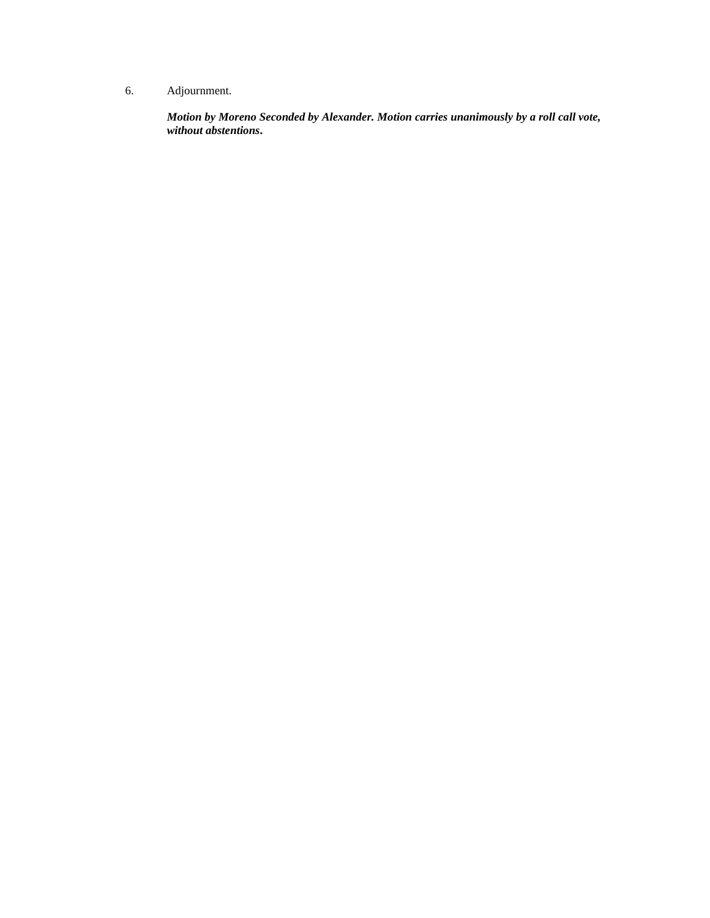6. Adjournment.

***Motion by Moreno Seconded by Alexander. Motion carries unanimously by a roll call vote, without abstentions.***